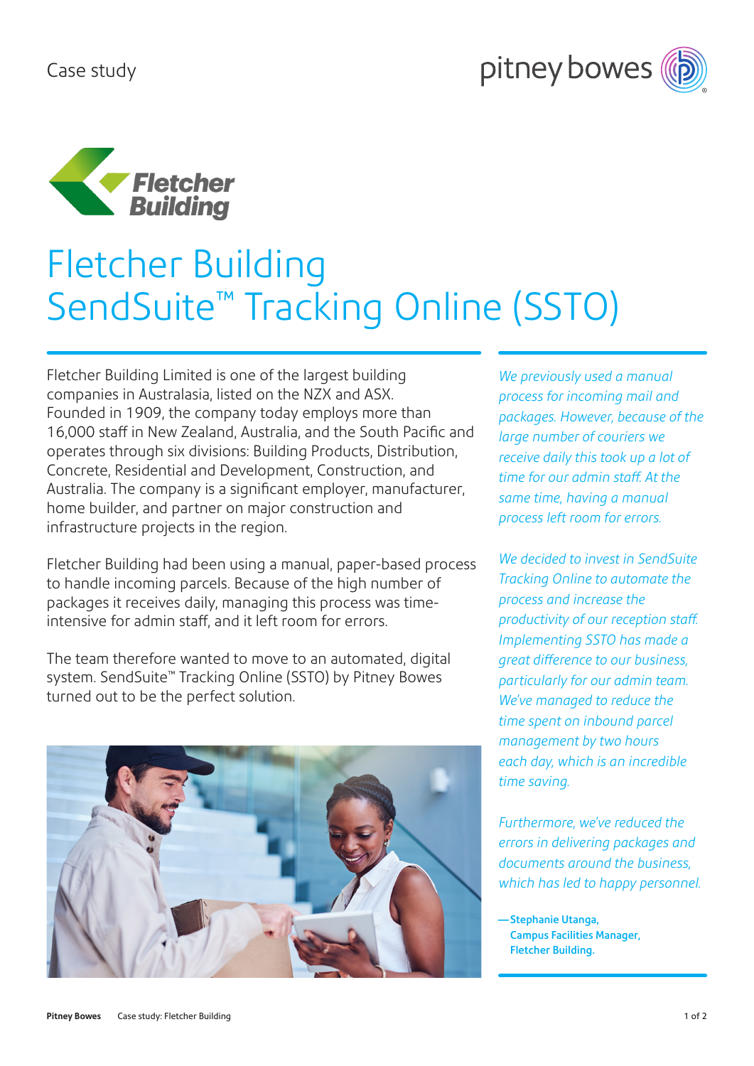Case study

# Fletcher Building SendSuite™ Tracking Online (SSTO)

Fletcher Building Limited is one of the largest building companies in Australasia, listed on the NZX and ASX. Founded in 1909, the company today employs more than 16,000 staff in New Zealand, Australia, and the South Pacific and operates through six divisions: Building Products, Distribution, Concrete, Residential and Development, Construction, and Australia. The company is a significant employer, manufacturer, home builder, and partner on major construction and infrastructure projects in the region.

Fletcher Building had been using a manual, paper-based process to handle incoming parcels. Because of the high number of packages it receives daily, managing this process was time-intensive for admin staff, and it left room for errors.

The team therefore wanted to move to an automated, digital system. SendSuite™ Tracking Online (SSTO) by Pitney Bowes turned out to be the perfect solution.

*We previously used a manual process for incoming mail and packages. However, because of the large number of couriers we receive daily this took up a lot of time for our admin staff. At the same time, having a manual process left room for errors.*

*We decided to invest in SendSuite Tracking Online to automate the process and increase the productivity of our reception staff. Implementing SSTO has made a great difference to our business, particularly for our admin team. We've managed to reduce the time spent on inbound parcel management by two hours each day, which is an incredible time saving.*

*Furthermore, we've reduced the errors in delivering packages and documents around the business, which has led to happy personnel.*

**—Stephanie Utanga, Campus Facilities Manager, Fletcher Building.**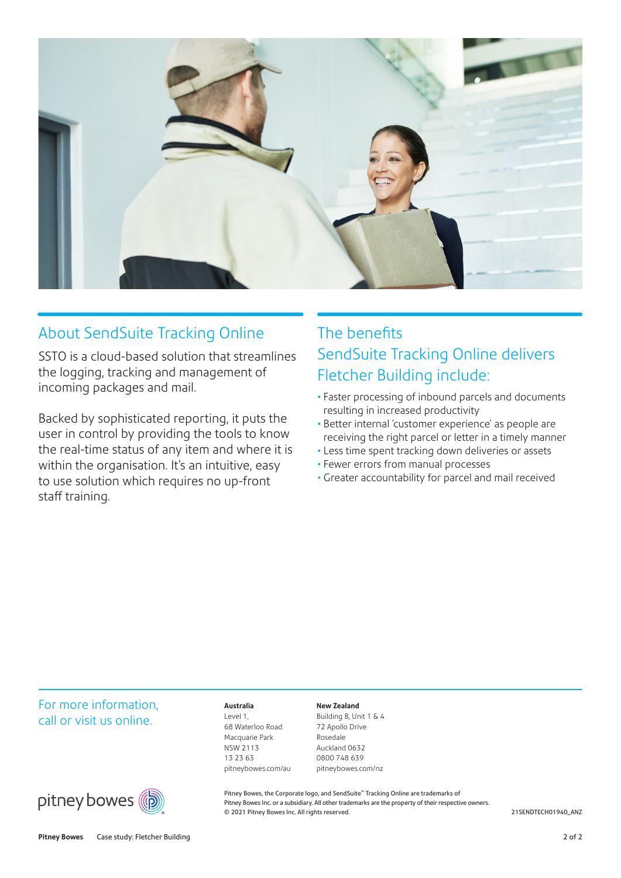## About SendSuite Tracking Online

SSTO is a cloud-based solution that streamlines the logging, tracking and management of incoming packages and mail.

Backed by sophisticated reporting, it puts the user in control by providing the tools to know the real-time status of any item and where it is within the organisation. It's an intuitive, easy to use solution which requires no up-front staff training.

## The benefits SendSuite Tracking Online delivers Fletcher Building include:

- Faster processing of inbound parcels and documents resulting in increased productivity
- Better internal 'customer experience' as people are receiving the right parcel or letter in a timely manner
- Less time spent tracking down deliveries or assets
- Fewer errors from manual processes
- Greater accountability for parcel and mail received

For more information, call or visit us online.

**Australia**
Level 1,
68 Waterloo Road
Macquarie Park
NSW 2113
13 23 63
pitneybowes.com/au

**New Zealand**
Building B, Unit 1 & 4
72 Apollo Drive
Rosedale
Auckland 0632
0800 748 639
pitneybowes.com/nz

pitney bowes

Pitney Bowes, the Corporate logo, and SendSuite™ Tracking Online are trademarks of Pitney Bowes Inc. or a subsidiary. All other trademarks are the property of their respective owners.
© 2021 Pitney Bowes Inc. All rights reserved.

21SENDTECH01940_ANZ